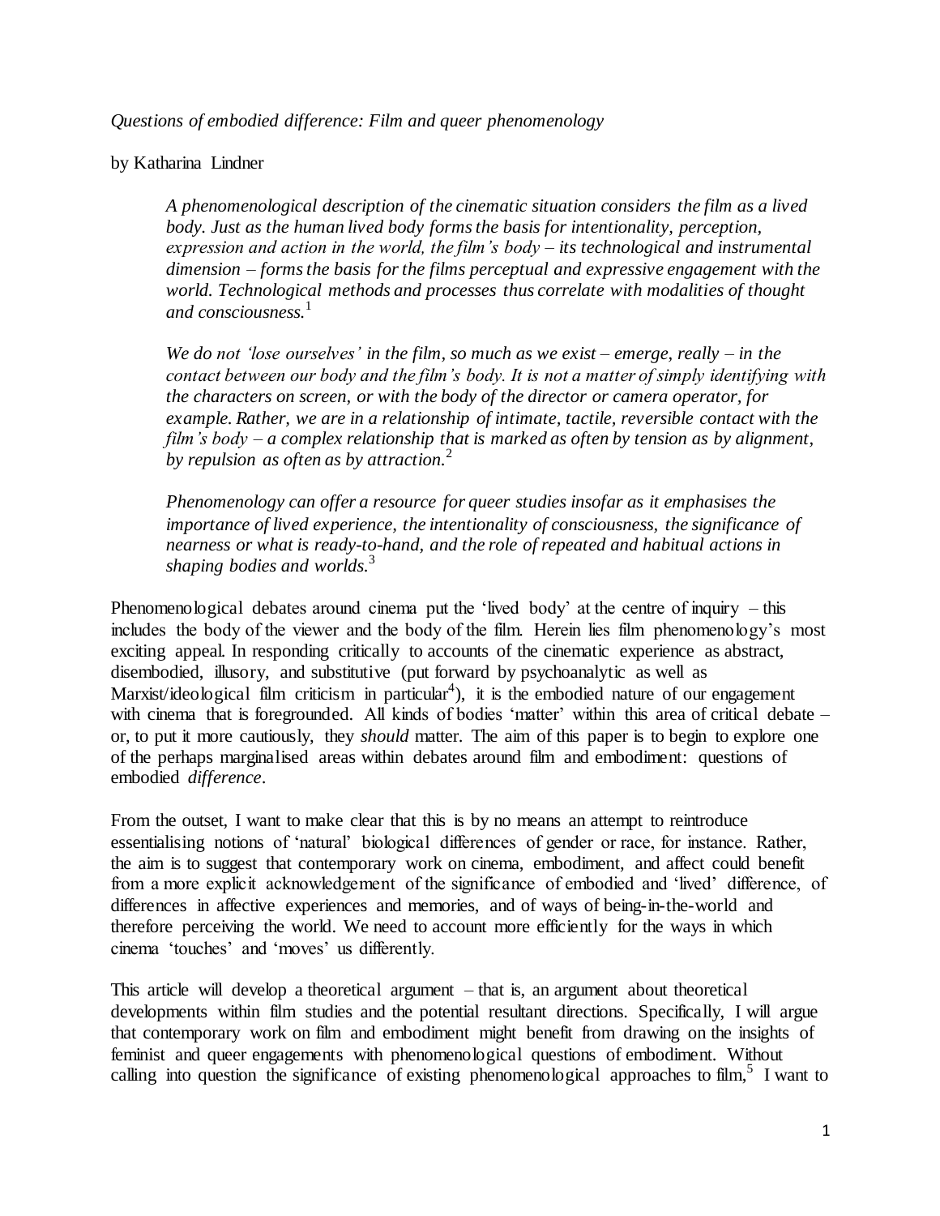*Questions of embodied difference: Film and queer phenomenology*

by Katharina Lindner

> *A phenomenological description of the cinematic situation considers the film as a lived body. Just as the human lived body forms the basis for intentionality, perception, expression and action in the world, the film's body – its technological and instrumental dimension – forms the basis for the films perceptual and expressive engagement with the world. Technological methods and processes thus correlate with modalities of thought and consciousness.*[1]

> *We do not 'lose ourselves' in the film, so much as we exist – emerge, really – in the contact between our body and the film's body. It is not a matter of simply identifying with the characters on screen, or with the body of the director or camera operator, for example. Rather, we are in a relationship of intimate, tactile, reversible contact with the film's body – a complex relationship that is marked as often by tension as by alignment, by repulsion as often as by attraction.*[2]

> *Phenomenology can offer a resource for queer studies insofar as it emphasises the importance of lived experience, the intentionality of consciousness, the significance of nearness or what is ready-to-hand, and the role of repeated and habitual actions in shaping bodies and worlds.*[3]

Phenomenological debates around cinema put the 'lived body' at the centre of inquiry – this includes the body of the viewer and the body of the film. Herein lies film phenomenology's most exciting appeal. In responding critically to accounts of the cinematic experience as abstract, disembodied, illusory, and substitutive (put forward by psychoanalytic as well as Marxist/ideological film criticism in particular[4]), it is the embodied nature of our engagement with cinema that is foregrounded. All kinds of bodies 'matter' within this area of critical debate – or, to put it more cautiously, they *should* matter. The aim of this paper is to begin to explore one of the perhaps marginalised areas within debates around film and embodiment: questions of embodied *difference*.

From the outset, I want to make clear that this is by no means an attempt to reintroduce essentialising notions of 'natural' biological differences of gender or race, for instance. Rather, the aim is to suggest that contemporary work on cinema, embodiment, and affect could benefit from a more explicit acknowledgement of the significance of embodied and 'lived' difference, of differences in affective experiences and memories, and of ways of being-in-the-world and therefore perceiving the world. We need to account more efficiently for the ways in which cinema 'touches' and 'moves' us differently.

This article will develop a theoretical argument – that is, an argument about theoretical developments within film studies and the potential resultant directions. Specifically, I will argue that contemporary work on film and embodiment might benefit from drawing on the insights of feminist and queer engagements with phenomenological questions of embodiment. Without calling into question the significance of existing phenomenological approaches to film,[5] I want to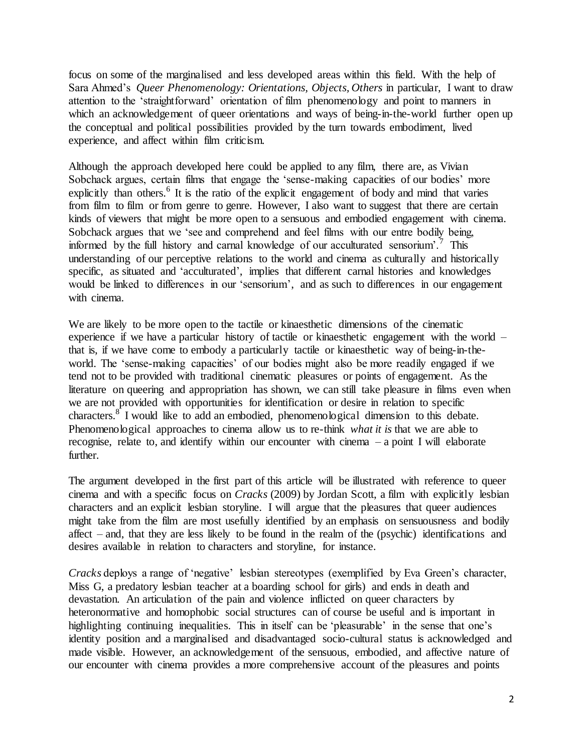focus on some of the marginalised and less developed areas within this field. With the help of Sara Ahmed's *Queer Phenomenology: Orientations, Objects, Others* in particular, I want to draw attention to the 'straightforward' orientation of film phenomenology and point to manners in which an acknowledgement of queer orientations and ways of being-in-the-world further open up the conceptual and political possibilities provided by the turn towards embodiment, lived experience, and affect within film criticism.

Although the approach developed here could be applied to any film, there are, as Vivian Sobchack argues, certain films that engage the 'sense-making capacities of our bodies' more explicitly than others.[6] It is the ratio of the explicit engagement of body and mind that varies from film to film or from genre to genre. However, I also want to suggest that there are certain kinds of viewers that might be more open to a sensuous and embodied engagement with cinema. Sobchack argues that we 'see and comprehend and feel films with our entre bodily being, informed by the full history and carnal knowledge of our acculturated sensorium'.[7] This understanding of our perceptive relations to the world and cinema as culturally and historically specific, as situated and 'acculturated', implies that different carnal histories and knowledges would be linked to differences in our 'sensorium', and as such to differences in our engagement with cinema.

We are likely to be more open to the tactile or kinaesthetic dimensions of the cinematic experience if we have a particular history of tactile or kinaesthetic engagement with the world – that is, if we have come to embody a particularly tactile or kinaesthetic way of being-in-the-world. The 'sense-making capacities' of our bodies might also be more readily engaged if we tend not to be provided with traditional cinematic pleasures or points of engagement. As the literature on queering and appropriation has shown, we can still take pleasure in films even when we are not provided with opportunities for identification or desire in relation to specific characters.[8] I would like to add an embodied, phenomenological dimension to this debate. Phenomenological approaches to cinema allow us to re-think *what it is* that we are able to recognise, relate to, and identify within our encounter with cinema – a point I will elaborate further.

The argument developed in the first part of this article will be illustrated with reference to queer cinema and with a specific focus on *Cracks* (2009) by Jordan Scott, a film with explicitly lesbian characters and an explicit lesbian storyline. I will argue that the pleasures that queer audiences might take from the film are most usefully identified by an emphasis on sensuousness and bodily affect – and, that they are less likely to be found in the realm of the (psychic) identifications and desires available in relation to characters and storyline, for instance.

*Cracks* deploys a range of 'negative' lesbian stereotypes (exemplified by Eva Green's character, Miss G, a predatory lesbian teacher at a boarding school for girls) and ends in death and devastation. An articulation of the pain and violence inflicted on queer characters by heteronormative and homophobic social structures can of course be useful and is important in highlighting continuing inequalities. This in itself can be 'pleasurable' in the sense that one's identity position and a marginalised and disadvantaged socio-cultural status is acknowledged and made visible. However, an acknowledgement of the sensuous, embodied, and affective nature of our encounter with cinema provides a more comprehensive account of the pleasures and points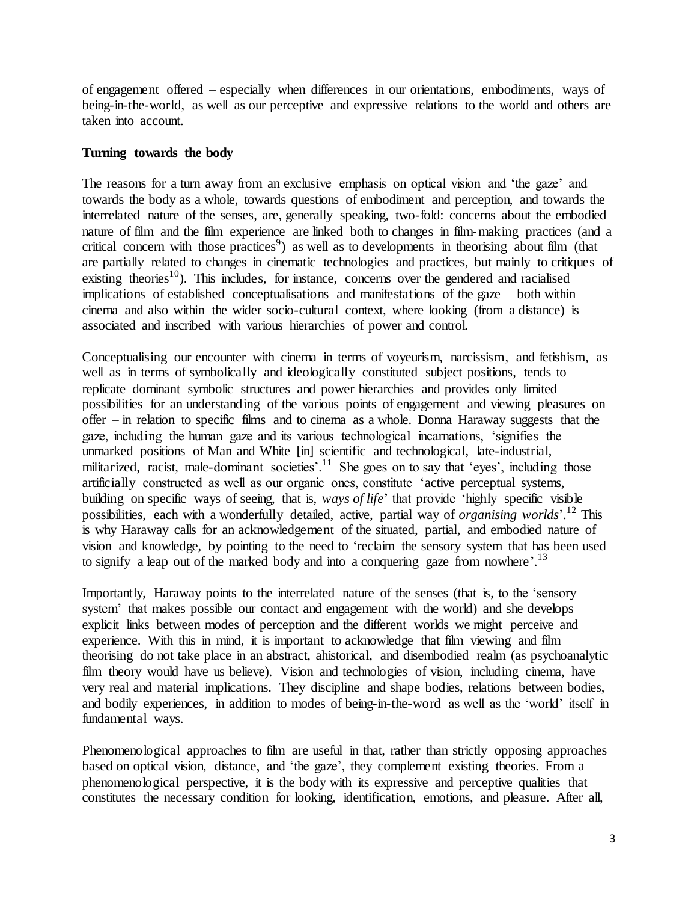of engagement offered – especially when differences in our orientations, embodiments, ways of being-in-the-world, as well as our perceptive and expressive relations to the world and others are taken into account.

**Turning towards the body**

The reasons for a turn away from an exclusive emphasis on optical vision and 'the gaze' and towards the body as a whole, towards questions of embodiment and perception, and towards the interrelated nature of the senses, are, generally speaking, two-fold: concerns about the embodied nature of film and the film experience are linked both to changes in film-making practices (and a critical concern with those practices[9]) as well as to developments in theorising about film (that are partially related to changes in cinematic technologies and practices, but mainly to critiques of existing theories[10]). This includes, for instance, concerns over the gendered and racialised implications of established conceptualisations and manifestations of the gaze – both within cinema and also within the wider socio-cultural context, where looking (from a distance) is associated and inscribed with various hierarchies of power and control.

Conceptualising our encounter with cinema in terms of voyeurism, narcissism, and fetishism, as well as in terms of symbolically and ideologically constituted subject positions, tends to replicate dominant symbolic structures and power hierarchies and provides only limited possibilities for an understanding of the various points of engagement and viewing pleasures on offer – in relation to specific films and to cinema as a whole. Donna Haraway suggests that the gaze, including the human gaze and its various technological incarnations, 'signifies the unmarked positions of Man and White [in] scientific and technological, late-industrial, militarized, racist, male-dominant societies'.[11] She goes on to say that 'eyes', including those artificially constructed as well as our organic ones, constitute 'active perceptual systems, building on specific ways of seeing, that is, *ways of life*' that provide 'highly specific visible possibilities, each with a wonderfully detailed, active, partial way of *organising worlds*'.[12] This is why Haraway calls for an acknowledgement of the situated, partial, and embodied nature of vision and knowledge, by pointing to the need to 'reclaim the sensory system that has been used to signify a leap out of the marked body and into a conquering gaze from nowhere'.[13]

Importantly, Haraway points to the interrelated nature of the senses (that is, to the 'sensory system' that makes possible our contact and engagement with the world) and she develops explicit links between modes of perception and the different worlds we might perceive and experience. With this in mind, it is important to acknowledge that film viewing and film theorising do not take place in an abstract, ahistorical, and disembodied realm (as psychoanalytic film theory would have us believe). Vision and technologies of vision, including cinema, have very real and material implications. They discipline and shape bodies, relations between bodies, and bodily experiences, in addition to modes of being-in-the-word as well as the 'world' itself in fundamental ways.

Phenomenological approaches to film are useful in that, rather than strictly opposing approaches based on optical vision, distance, and 'the gaze', they complement existing theories. From a phenomenological perspective, it is the body with its expressive and perceptive qualities that constitutes the necessary condition for looking, identification, emotions, and pleasure. After all,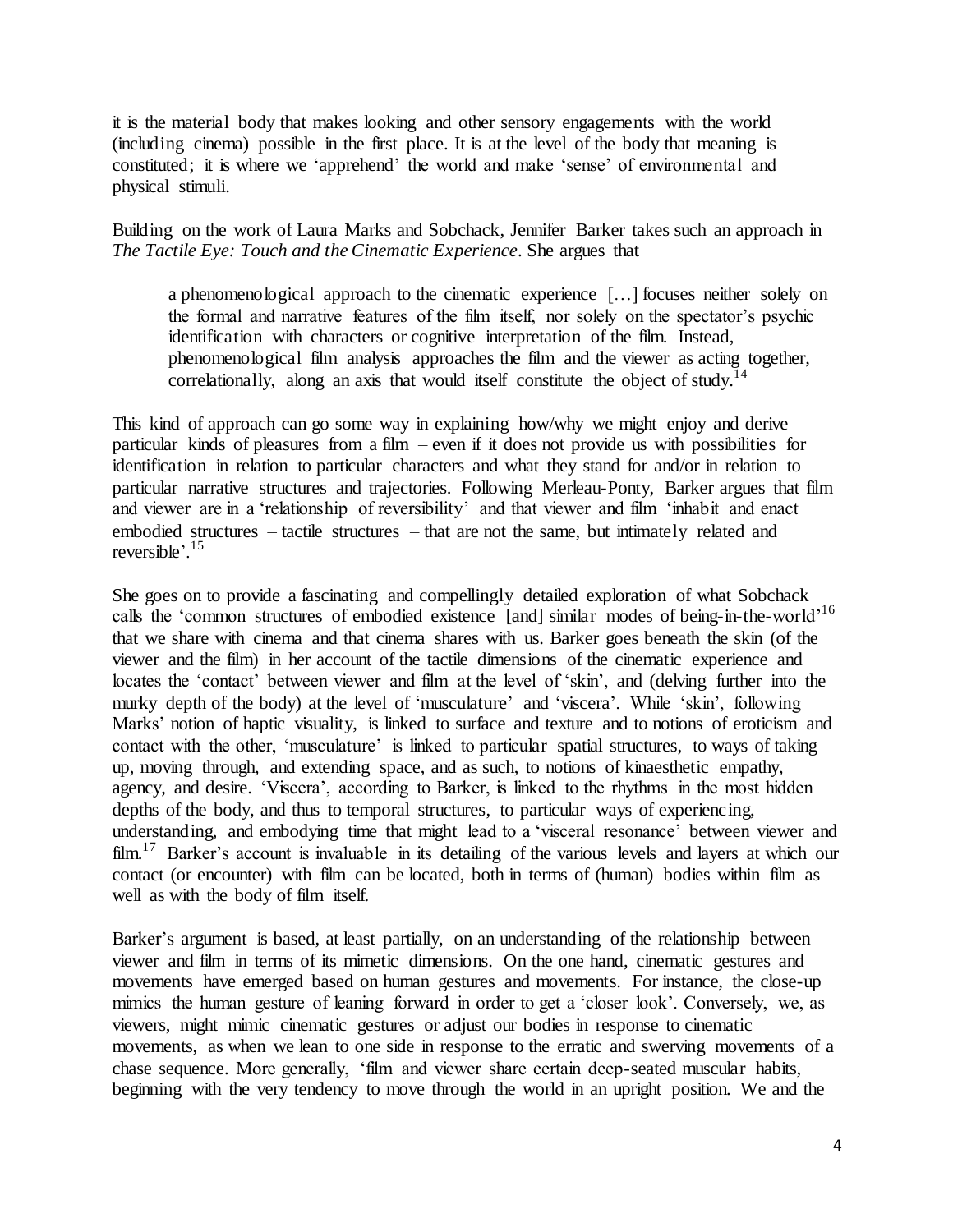it is the material body that makes looking and other sensory engagements with the world (including cinema) possible in the first place. It is at the level of the body that meaning is constituted; it is where we 'apprehend' the world and make 'sense' of environmental and physical stimuli.

Building on the work of Laura Marks and Sobchack, Jennifer Barker takes such an approach in *The Tactile Eye: Touch and the Cinematic Experience*. She argues that

> a phenomenological approach to the cinematic experience […] focuses neither solely on the formal and narrative features of the film itself, nor solely on the spectator's psychic identification with characters or cognitive interpretation of the film. Instead, phenomenological film analysis approaches the film and the viewer as acting together, correlationally, along an axis that would itself constitute the object of study.[14]

This kind of approach can go some way in explaining how/why we might enjoy and derive particular kinds of pleasures from a film – even if it does not provide us with possibilities for identification in relation to particular characters and what they stand for and/or in relation to particular narrative structures and trajectories. Following Merleau-Ponty, Barker argues that film and viewer are in a 'relationship of reversibility' and that viewer and film 'inhabit and enact embodied structures – tactile structures – that are not the same, but intimately related and reversible'.[15]

She goes on to provide a fascinating and compellingly detailed exploration of what Sobchack calls the 'common structures of embodied existence [and] similar modes of being-in-the-world'[16] that we share with cinema and that cinema shares with us. Barker goes beneath the skin (of the viewer and the film) in her account of the tactile dimensions of the cinematic experience and locates the 'contact' between viewer and film at the level of 'skin', and (delving further into the murky depth of the body) at the level of 'musculature' and 'viscera'. While 'skin', following Marks' notion of haptic visuality, is linked to surface and texture and to notions of eroticism and contact with the other, 'musculature' is linked to particular spatial structures, to ways of taking up, moving through, and extending space, and as such, to notions of kinaesthetic empathy, agency, and desire. 'Viscera', according to Barker, is linked to the rhythms in the most hidden depths of the body, and thus to temporal structures, to particular ways of experiencing, understanding, and embodying time that might lead to a 'visceral resonance' between viewer and film.[17] Barker's account is invaluable in its detailing of the various levels and layers at which our contact (or encounter) with film can be located, both in terms of (human) bodies within film as well as with the body of film itself.

Barker's argument is based, at least partially, on an understanding of the relationship between viewer and film in terms of its mimetic dimensions. On the one hand, cinematic gestures and movements have emerged based on human gestures and movements. For instance, the close-up mimics the human gesture of leaning forward in order to get a 'closer look'. Conversely, we, as viewers, might mimic cinematic gestures or adjust our bodies in response to cinematic movements, as when we lean to one side in response to the erratic and swerving movements of a chase sequence. More generally, 'film and viewer share certain deep-seated muscular habits, beginning with the very tendency to move through the world in an upright position. We and the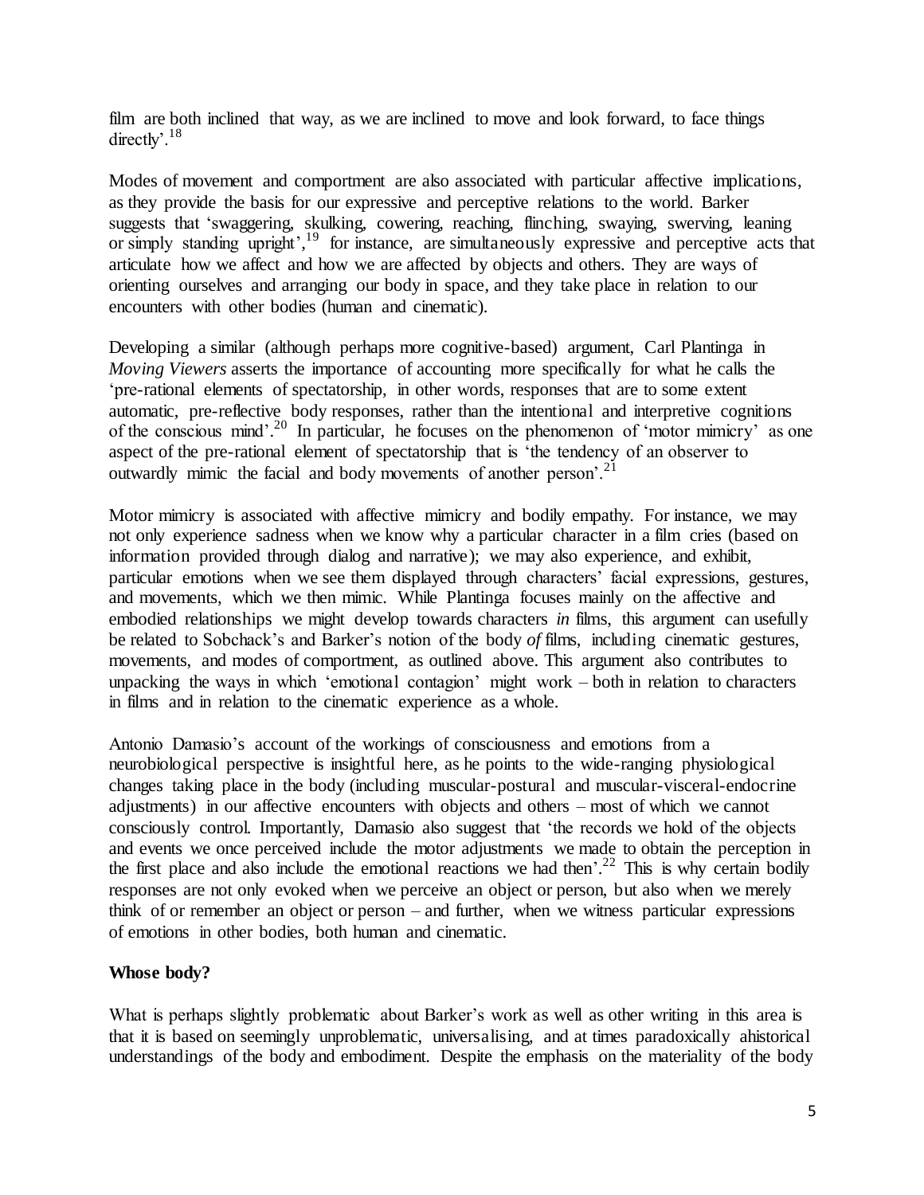film are both inclined that way, as we are inclined to move and look forward, to face things directly'.[18]

Modes of movement and comportment are also associated with particular affective implications, as they provide the basis for our expressive and perceptive relations to the world. Barker suggests that 'swaggering, skulking, cowering, reaching, flinching, swaying, swerving, leaning or simply standing upright',[19] for instance, are simultaneously expressive and perceptive acts that articulate how we affect and how we are affected by objects and others. They are ways of orienting ourselves and arranging our body in space, and they take place in relation to our encounters with other bodies (human and cinematic).

Developing a similar (although perhaps more cognitive-based) argument, Carl Plantinga in *Moving Viewers* asserts the importance of accounting more specifically for what he calls the 'pre-rational elements of spectatorship, in other words, responses that are to some extent automatic, pre-reflective body responses, rather than the intentional and interpretive cognitions of the conscious mind'.[20] In particular, he focuses on the phenomenon of 'motor mimicry' as one aspect of the pre-rational element of spectatorship that is 'the tendency of an observer to outwardly mimic the facial and body movements of another person'.[21]

Motor mimicry is associated with affective mimicry and bodily empathy. For instance, we may not only experience sadness when we know why a particular character in a film cries (based on information provided through dialog and narrative); we may also experience, and exhibit, particular emotions when we see them displayed through characters' facial expressions, gestures, and movements, which we then mimic. While Plantinga focuses mainly on the affective and embodied relationships we might develop towards characters *in* films, this argument can usefully be related to Sobchack's and Barker's notion of the body *of* films, including cinematic gestures, movements, and modes of comportment, as outlined above. This argument also contributes to unpacking the ways in which 'emotional contagion' might work – both in relation to characters in films and in relation to the cinematic experience as a whole.

Antonio Damasio's account of the workings of consciousness and emotions from a neurobiological perspective is insightful here, as he points to the wide-ranging physiological changes taking place in the body (including muscular-postural and muscular-visceral-endocrine adjustments) in our affective encounters with objects and others – most of which we cannot consciously control. Importantly, Damasio also suggest that 'the records we hold of the objects and events we once perceived include the motor adjustments we made to obtain the perception in the first place and also include the emotional reactions we had then'.[22] This is why certain bodily responses are not only evoked when we perceive an object or person, but also when we merely think of or remember an object or person – and further, when we witness particular expressions of emotions in other bodies, both human and cinematic.

**Whose body?**

What is perhaps slightly problematic about Barker's work as well as other writing in this area is that it is based on seemingly unproblematic, universalising, and at times paradoxically ahistorical understandings of the body and embodiment. Despite the emphasis on the materiality of the body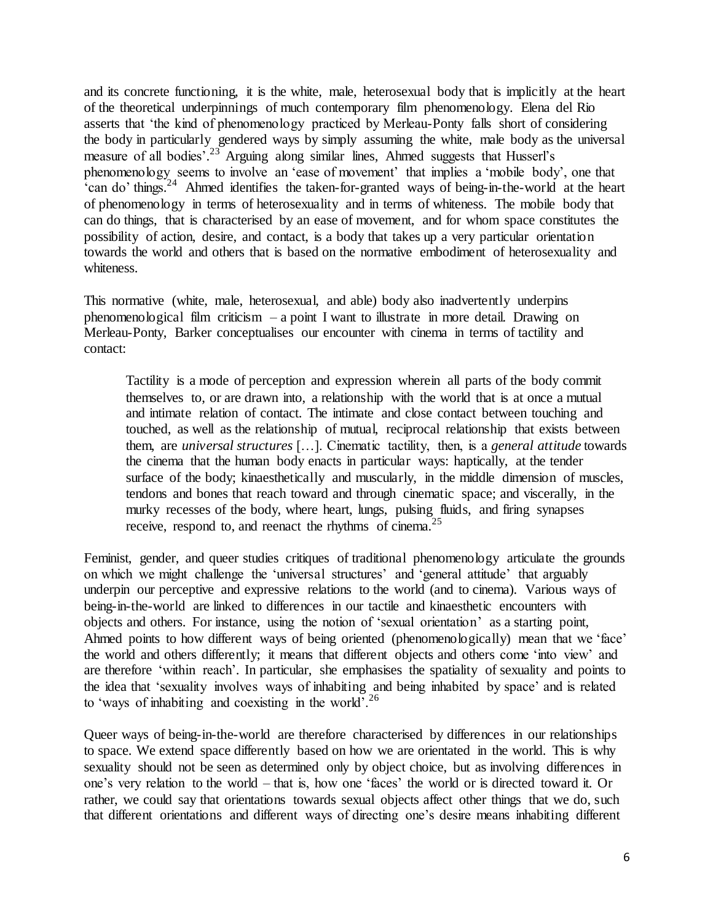and its concrete functioning, it is the white, male, heterosexual body that is implicitly at the heart of the theoretical underpinnings of much contemporary film phenomenology. Elena del Rio asserts that 'the kind of phenomenology practiced by Merleau-Ponty falls short of considering the body in particularly gendered ways by simply assuming the white, male body as the universal measure of all bodies'.[23] Arguing along similar lines, Ahmed suggests that Husserl's phenomenology seems to involve an 'ease of movement' that implies a 'mobile body', one that 'can do' things.[24] Ahmed identifies the taken-for-granted ways of being-in-the-world at the heart of phenomenology in terms of heterosexuality and in terms of whiteness. The mobile body that can do things, that is characterised by an ease of movement, and for whom space constitutes the possibility of action, desire, and contact, is a body that takes up a very particular orientation towards the world and others that is based on the normative embodiment of heterosexuality and whiteness.

This normative (white, male, heterosexual, and able) body also inadvertently underpins phenomenological film criticism – a point I want to illustrate in more detail. Drawing on Merleau-Ponty, Barker conceptualises our encounter with cinema in terms of tactility and contact:

> Tactility is a mode of perception and expression wherein all parts of the body commit themselves to, or are drawn into, a relationship with the world that is at once a mutual and intimate relation of contact. The intimate and close contact between touching and touched, as well as the relationship of mutual, reciprocal relationship that exists between them, are *universal structures* […]. Cinematic tactility, then, is a *general attitude* towards the cinema that the human body enacts in particular ways: haptically, at the tender surface of the body; kinaesthetically and muscularly, in the middle dimension of muscles, tendons and bones that reach toward and through cinematic space; and viscerally, in the murky recesses of the body, where heart, lungs, pulsing fluids, and firing synapses receive, respond to, and reenact the rhythms of cinema.[25]

Feminist, gender, and queer studies critiques of traditional phenomenology articulate the grounds on which we might challenge the 'universal structures' and 'general attitude' that arguably underpin our perceptive and expressive relations to the world (and to cinema). Various ways of being-in-the-world are linked to differences in our tactile and kinaesthetic encounters with objects and others. For instance, using the notion of 'sexual orientation' as a starting point, Ahmed points to how different ways of being oriented (phenomenologically) mean that we 'face' the world and others differently; it means that different objects and others come 'into view' and are therefore 'within reach'. In particular, she emphasises the spatiality of sexuality and points to the idea that 'sexuality involves ways of inhabiting and being inhabited by space' and is related to 'ways of inhabiting and coexisting in the world'.[26]

Queer ways of being-in-the-world are therefore characterised by differences in our relationships to space. We extend space differently based on how we are orientated in the world. This is why sexuality should not be seen as determined only by object choice, but as involving differences in one's very relation to the world – that is, how one 'faces' the world or is directed toward it. Or rather, we could say that orientations towards sexual objects affect other things that we do, such that different orientations and different ways of directing one's desire means inhabiting different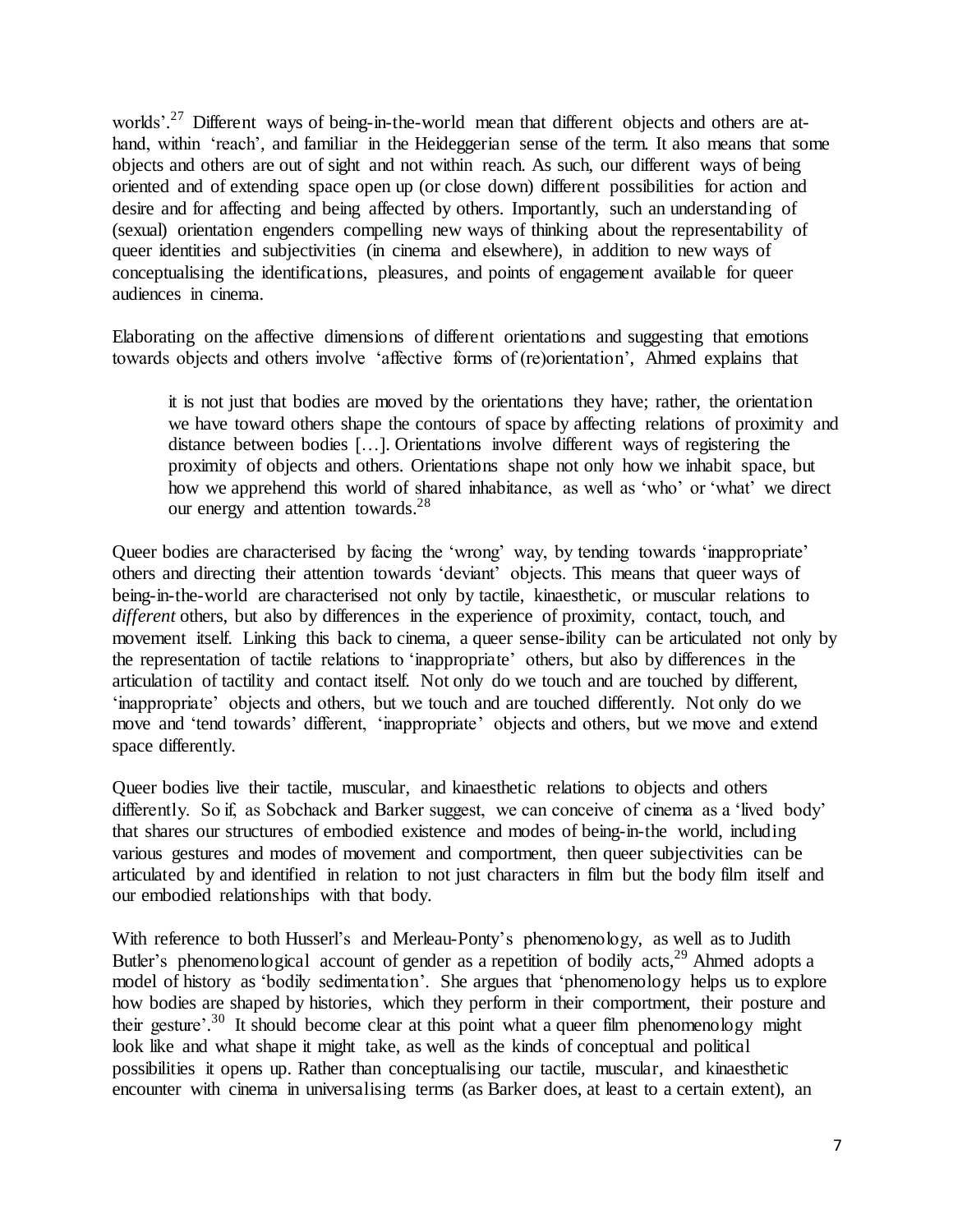worlds'.[27] Different ways of being-in-the-world mean that different objects and others are at-hand, within 'reach', and familiar in the Heideggerian sense of the term. It also means that some objects and others are out of sight and not within reach. As such, our different ways of being oriented and of extending space open up (or close down) different possibilities for action and desire and for affecting and being affected by others. Importantly, such an understanding of (sexual) orientation engenders compelling new ways of thinking about the representability of queer identities and subjectivities (in cinema and elsewhere), in addition to new ways of conceptualising the identifications, pleasures, and points of engagement available for queer audiences in cinema.

Elaborating on the affective dimensions of different orientations and suggesting that emotions towards objects and others involve 'affective forms of (re)orientation', Ahmed explains that

> it is not just that bodies are moved by the orientations they have; rather, the orientation we have toward others shape the contours of space by affecting relations of proximity and distance between bodies […]. Orientations involve different ways of registering the proximity of objects and others. Orientations shape not only how we inhabit space, but how we apprehend this world of shared inhabitance, as well as 'who' or 'what' we direct our energy and attention towards.[28]

Queer bodies are characterised by facing the 'wrong' way, by tending towards 'inappropriate' others and directing their attention towards 'deviant' objects. This means that queer ways of being-in-the-world are characterised not only by tactile, kinaesthetic, or muscular relations to *different* others, but also by differences in the experience of proximity, contact, touch, and movement itself. Linking this back to cinema, a queer sense-ibility can be articulated not only by the representation of tactile relations to 'inappropriate' others, but also by differences in the articulation of tactility and contact itself. Not only do we touch and are touched by different, 'inappropriate' objects and others, but we touch and are touched differently. Not only do we move and 'tend towards' different, 'inappropriate' objects and others, but we move and extend space differently.

Queer bodies live their tactile, muscular, and kinaesthetic relations to objects and others differently. So if, as Sobchack and Barker suggest, we can conceive of cinema as a 'lived body' that shares our structures of embodied existence and modes of being-in-the world, including various gestures and modes of movement and comportment, then queer subjectivities can be articulated by and identified in relation to not just characters in film but the body film itself and our embodied relationships with that body.

With reference to both Husserl's and Merleau-Ponty's phenomenology, as well as to Judith Butler's phenomenological account of gender as a repetition of bodily acts,[29] Ahmed adopts a model of history as 'bodily sedimentation'. She argues that 'phenomenology helps us to explore how bodies are shaped by histories, which they perform in their comportment, their posture and their gesture'.[30] It should become clear at this point what a queer film phenomenology might look like and what shape it might take, as well as the kinds of conceptual and political possibilities it opens up. Rather than conceptualising our tactile, muscular, and kinaesthetic encounter with cinema in universalising terms (as Barker does, at least to a certain extent), an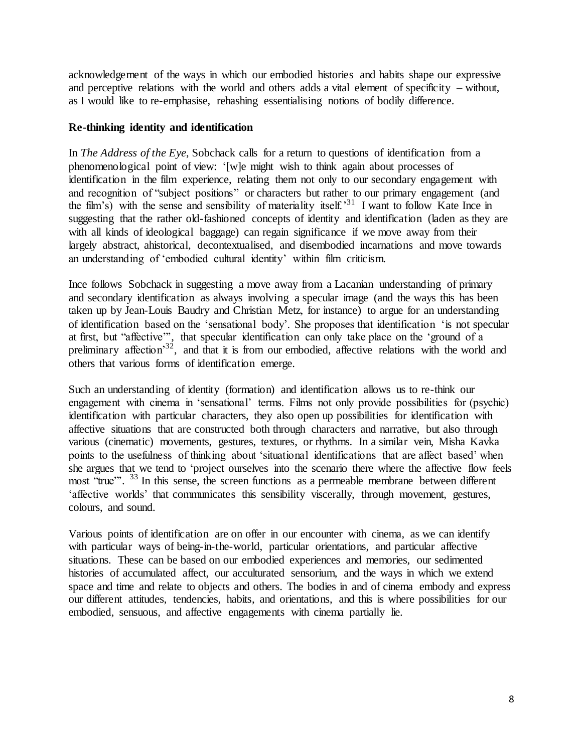acknowledgement of the ways in which our embodied histories and habits shape our expressive and perceptive relations with the world and others adds a vital element of specificity – without, as I would like to re-emphasise, rehashing essentialising notions of bodily difference.

**Re-thinking identity and identification**

In *The Address of the Eye*, Sobchack calls for a return to questions of identification from a phenomenological point of view: '[w]e might wish to think again about processes of identification in the film experience, relating them not only to our secondary engagement with and recognition of "subject positions" or characters but rather to our primary engagement (and the film's) with the sense and sensibility of materiality itself.'[31] I want to follow Kate Ince in suggesting that the rather old-fashioned concepts of identity and identification (laden as they are with all kinds of ideological baggage) can regain significance if we move away from their largely abstract, ahistorical, decontextualised, and disembodied incarnations and move towards an understanding of 'embodied cultural identity' within film criticism.

Ince follows Sobchack in suggesting a move away from a Lacanian understanding of primary and secondary identification as always involving a specular image (and the ways this has been taken up by Jean-Louis Baudry and Christian Metz, for instance) to argue for an understanding of identification based on the 'sensational body'. She proposes that identification 'is not specular at first, but "affective"', that specular identification can only take place on the 'ground of a preliminary affection'[32], and that it is from our embodied, affective relations with the world and others that various forms of identification emerge.

Such an understanding of identity (formation) and identification allows us to re-think our engagement with cinema in 'sensational' terms. Films not only provide possibilities for (psychic) identification with particular characters, they also open up possibilities for identification with affective situations that are constructed both through characters and narrative, but also through various (cinematic) movements, gestures, textures, or rhythms. In a similar vein, Misha Kavka points to the usefulness of thinking about 'situational identifications that are affect based' when she argues that we tend to 'project ourselves into the scenario there where the affective flow feels most "true"'. [33] In this sense, the screen functions as a permeable membrane between different 'affective worlds' that communicates this sensibility viscerally, through movement, gestures, colours, and sound.

Various points of identification are on offer in our encounter with cinema, as we can identify with particular ways of being-in-the-world, particular orientations, and particular affective situations. These can be based on our embodied experiences and memories, our sedimented histories of accumulated affect, our acculturated sensorium, and the ways in which we extend space and time and relate to objects and others. The bodies in and of cinema embody and express our different attitudes, tendencies, habits, and orientations, and this is where possibilities for our embodied, sensuous, and affective engagements with cinema partially lie.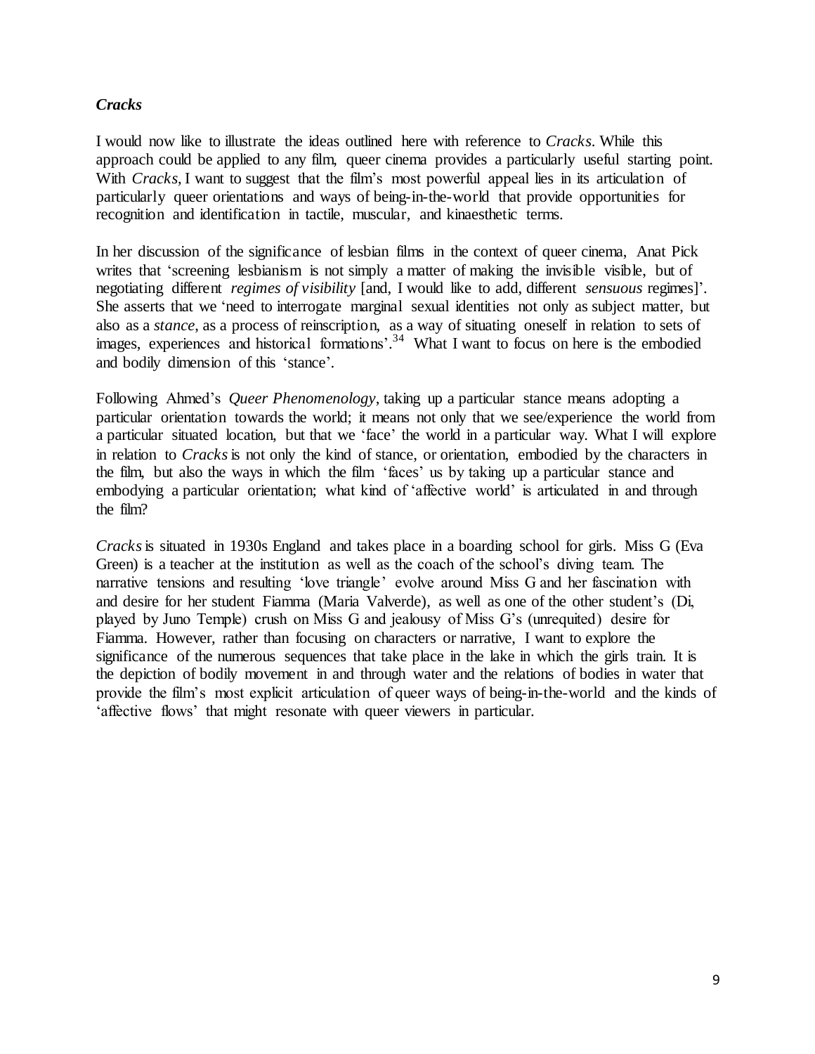### ***Cracks***

I would now like to illustrate the ideas outlined here with reference to *Cracks*. While this approach could be applied to any film, queer cinema provides a particularly useful starting point. With *Cracks*, I want to suggest that the film's most powerful appeal lies in its articulation of particularly queer orientations and ways of being-in-the-world that provide opportunities for recognition and identification in tactile, muscular, and kinaesthetic terms.

In her discussion of the significance of lesbian films in the context of queer cinema, Anat Pick writes that 'screening lesbianism is not simply a matter of making the invisible visible, but of negotiating different *regimes of visibility* [and, I would like to add, different *sensuous* regimes]'. She asserts that we 'need to interrogate marginal sexual identities not only as subject matter, but also as a *stance*, as a process of reinscription, as a way of situating oneself in relation to sets of images, experiences and historical formations'.[34] What I want to focus on here is the embodied and bodily dimension of this 'stance'.

Following Ahmed's *Queer Phenomenology*, taking up a particular stance means adopting a particular orientation towards the world; it means not only that we see/experience the world from a particular situated location, but that we 'face' the world in a particular way. What I will explore in relation to *Cracks* is not only the kind of stance, or orientation, embodied by the characters in the film, but also the ways in which the film 'faces' us by taking up a particular stance and embodying a particular orientation; what kind of 'affective world' is articulated in and through the film?

*Cracks* is situated in 1930s England and takes place in a boarding school for girls. Miss G (Eva Green) is a teacher at the institution as well as the coach of the school's diving team. The narrative tensions and resulting 'love triangle' evolve around Miss G and her fascination with and desire for her student Fiamma (Maria Valverde), as well as one of the other student's (Di, played by Juno Temple) crush on Miss G and jealousy of Miss G's (unrequited) desire for Fiamma. However, rather than focusing on characters or narrative, I want to explore the significance of the numerous sequences that take place in the lake in which the girls train. It is the depiction of bodily movement in and through water and the relations of bodies in water that provide the film's most explicit articulation of queer ways of being-in-the-world and the kinds of 'affective flows' that might resonate with queer viewers in particular.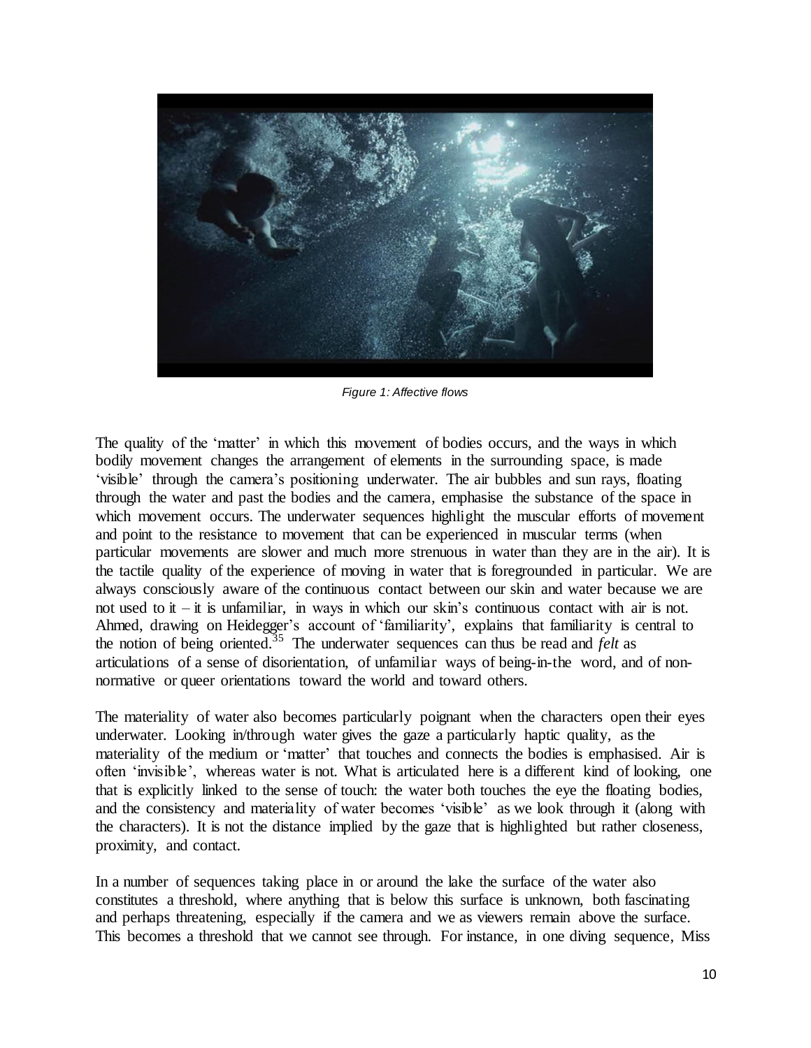*Figure 1: Affective flows*

The quality of the 'matter' in which this movement of bodies occurs, and the ways in which bodily movement changes the arrangement of elements in the surrounding space, is made 'visible' through the camera's positioning underwater. The air bubbles and sun rays, floating through the water and past the bodies and the camera, emphasise the substance of the space in which movement occurs. The underwater sequences highlight the muscular efforts of movement and point to the resistance to movement that can be experienced in muscular terms (when particular movements are slower and much more strenuous in water than they are in the air). It is the tactile quality of the experience of moving in water that is foregrounded in particular. We are always consciously aware of the continuous contact between our skin and water because we are not used to it – it is unfamiliar, in ways in which our skin's continuous contact with air is not. Ahmed, drawing on Heidegger's account of 'familiarity', explains that familiarity is central to the notion of being oriented.[35] The underwater sequences can thus be read and *felt* as articulations of a sense of disorientation, of unfamiliar ways of being-in-the word, and of non-normative or queer orientations toward the world and toward others.

The materiality of water also becomes particularly poignant when the characters open their eyes underwater. Looking in/through water gives the gaze a particularly haptic quality, as the materiality of the medium or 'matter' that touches and connects the bodies is emphasised. Air is often 'invisible', whereas water is not. What is articulated here is a different kind of looking, one that is explicitly linked to the sense of touch: the water both touches the eye the floating bodies, and the consistency and materiality of water becomes 'visible' as we look through it (along with the characters). It is not the distance implied by the gaze that is highlighted but rather closeness, proximity, and contact.

In a number of sequences taking place in or around the lake the surface of the water also constitutes a threshold, where anything that is below this surface is unknown, both fascinating and perhaps threatening, especially if the camera and we as viewers remain above the surface. This becomes a threshold that we cannot see through. For instance, in one diving sequence, Miss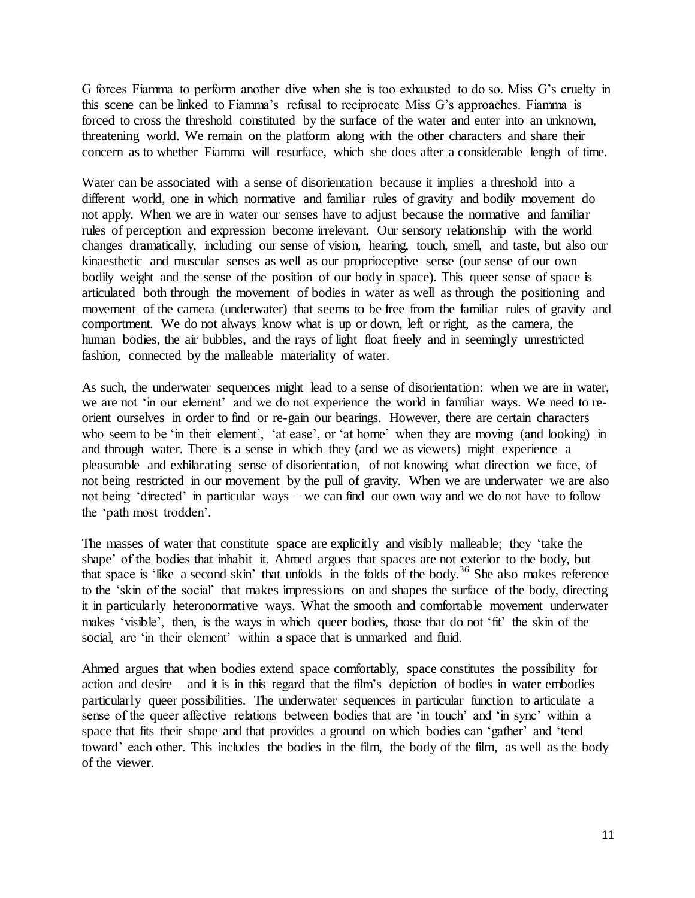G forces Fiamma to perform another dive when she is too exhausted to do so. Miss G's cruelty in this scene can be linked to Fiamma's refusal to reciprocate Miss G's approaches. Fiamma is forced to cross the threshold constituted by the surface of the water and enter into an unknown, threatening world. We remain on the platform along with the other characters and share their concern as to whether Fiamma will resurface, which she does after a considerable length of time.

Water can be associated with a sense of disorientation because it implies a threshold into a different world, one in which normative and familiar rules of gravity and bodily movement do not apply. When we are in water our senses have to adjust because the normative and familiar rules of perception and expression become irrelevant. Our sensory relationship with the world changes dramatically, including our sense of vision, hearing, touch, smell, and taste, but also our kinaesthetic and muscular senses as well as our proprioceptive sense (our sense of our own bodily weight and the sense of the position of our body in space). This queer sense of space is articulated both through the movement of bodies in water as well as through the positioning and movement of the camera (underwater) that seems to be free from the familiar rules of gravity and comportment. We do not always know what is up or down, left or right, as the camera, the human bodies, the air bubbles, and the rays of light float freely and in seemingly unrestricted fashion, connected by the malleable materiality of water.

As such, the underwater sequences might lead to a sense of disorientation: when we are in water, we are not 'in our element' and we do not experience the world in familiar ways. We need to re-orient ourselves in order to find or re-gain our bearings. However, there are certain characters who seem to be 'in their element', 'at ease', or 'at home' when they are moving (and looking) in and through water. There is a sense in which they (and we as viewers) might experience a pleasurable and exhilarating sense of disorientation, of not knowing what direction we face, of not being restricted in our movement by the pull of gravity. When we are underwater we are also not being 'directed' in particular ways – we can find our own way and we do not have to follow the 'path most trodden'.

The masses of water that constitute space are explicitly and visibly malleable; they 'take the shape' of the bodies that inhabit it. Ahmed argues that spaces are not exterior to the body, but that space is 'like a second skin' that unfolds in the folds of the body.[36] She also makes reference to the 'skin of the social' that makes impressions on and shapes the surface of the body, directing it in particularly heteronormative ways. What the smooth and comfortable movement underwater makes 'visible', then, is the ways in which queer bodies, those that do not 'fit' the skin of the social, are 'in their element' within a space that is unmarked and fluid.

Ahmed argues that when bodies extend space comfortably, space constitutes the possibility for action and desire – and it is in this regard that the film's depiction of bodies in water embodies particularly queer possibilities. The underwater sequences in particular function to articulate a sense of the queer affective relations between bodies that are 'in touch' and 'in sync' within a space that fits their shape and that provides a ground on which bodies can 'gather' and 'tend toward' each other. This includes the bodies in the film, the body of the film, as well as the body of the viewer.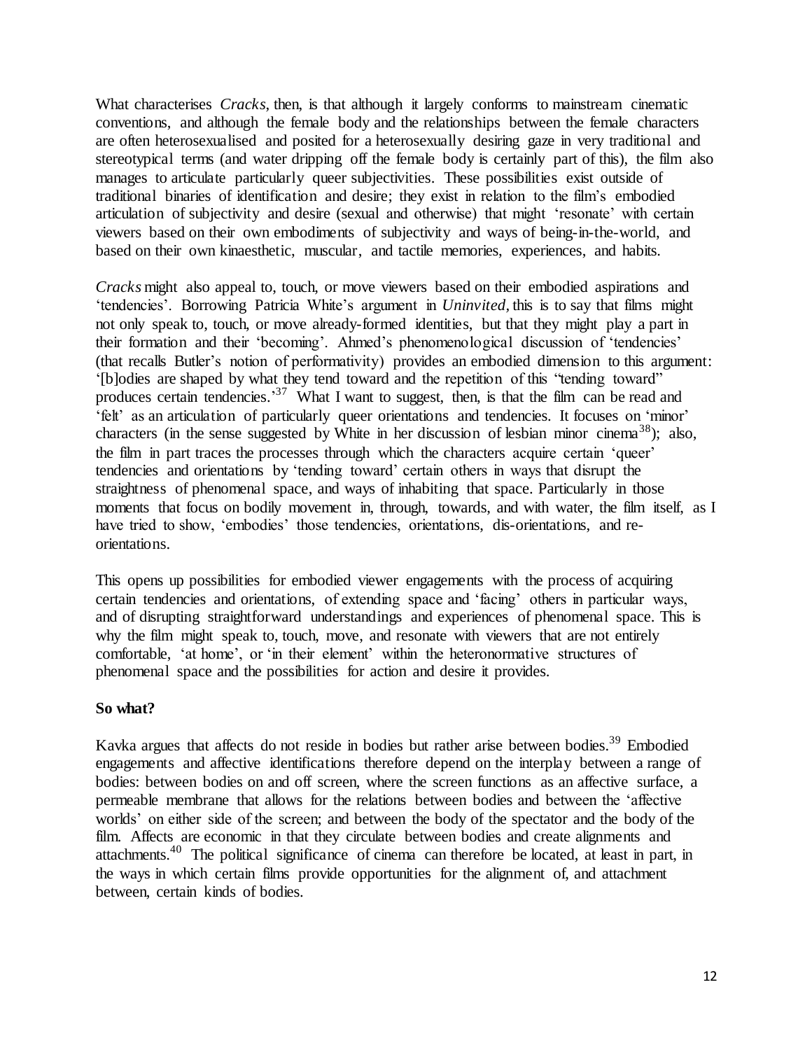What characterises *Cracks*, then, is that although it largely conforms to mainstream cinematic conventions, and although the female body and the relationships between the female characters are often heterosexualised and posited for a heterosexually desiring gaze in very traditional and stereotypical terms (and water dripping off the female body is certainly part of this), the film also manages to articulate particularly queer subjectivities. These possibilities exist outside of traditional binaries of identification and desire; they exist in relation to the film's embodied articulation of subjectivity and desire (sexual and otherwise) that might 'resonate' with certain viewers based on their own embodiments of subjectivity and ways of being-in-the-world, and based on their own kinaesthetic, muscular, and tactile memories, experiences, and habits.

*Cracks* might also appeal to, touch, or move viewers based on their embodied aspirations and 'tendencies'. Borrowing Patricia White's argument in *Uninvited*, this is to say that films might not only speak to, touch, or move already-formed identities, but that they might play a part in their formation and their 'becoming'. Ahmed's phenomenological discussion of 'tendencies' (that recalls Butler's notion of performativity) provides an embodied dimension to this argument: '[b]odies are shaped by what they tend toward and the repetition of this "tending toward" produces certain tendencies.'[37] What I want to suggest, then, is that the film can be read and 'felt' as an articulation of particularly queer orientations and tendencies. It focuses on 'minor' characters (in the sense suggested by White in her discussion of lesbian minor cinema[38]); also, the film in part traces the processes through which the characters acquire certain 'queer' tendencies and orientations by 'tending toward' certain others in ways that disrupt the straightness of phenomenal space, and ways of inhabiting that space. Particularly in those moments that focus on bodily movement in, through, towards, and with water, the film itself, as I have tried to show, 'embodies' those tendencies, orientations, dis-orientations, and re-orientations.

This opens up possibilities for embodied viewer engagements with the process of acquiring certain tendencies and orientations, of extending space and 'facing' others in particular ways, and of disrupting straightforward understandings and experiences of phenomenal space. This is why the film might speak to, touch, move, and resonate with viewers that are not entirely comfortable, 'at home', or 'in their element' within the heteronormative structures of phenomenal space and the possibilities for action and desire it provides.

**So what?**

Kavka argues that affects do not reside in bodies but rather arise between bodies.[39] Embodied engagements and affective identifications therefore depend on the interplay between a range of bodies: between bodies on and off screen, where the screen functions as an affective surface, a permeable membrane that allows for the relations between bodies and between the 'affective worlds' on either side of the screen; and between the body of the spectator and the body of the film. Affects are economic in that they circulate between bodies and create alignments and attachments.[40] The political significance of cinema can therefore be located, at least in part, in the ways in which certain films provide opportunities for the alignment of, and attachment between, certain kinds of bodies.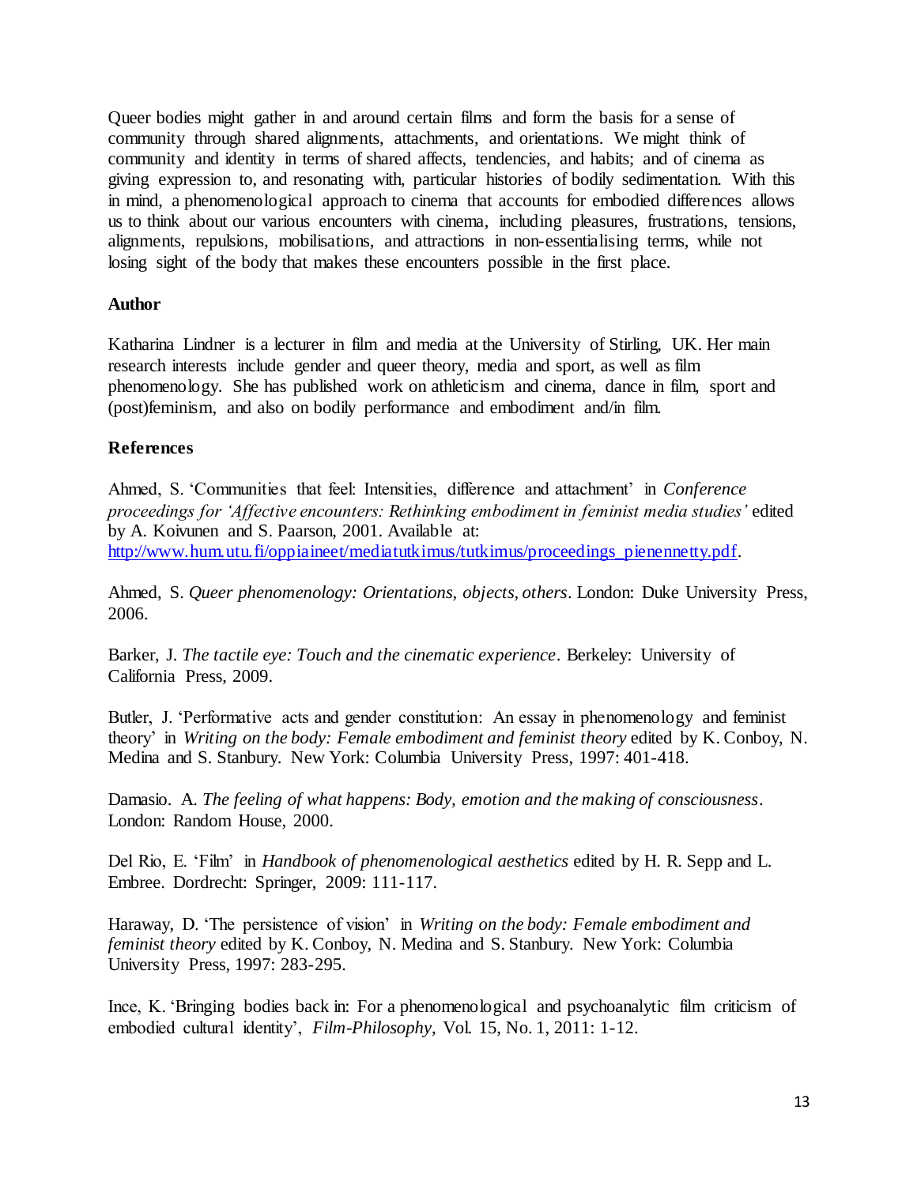Queer bodies might gather in and around certain films and form the basis for a sense of community through shared alignments, attachments, and orientations. We might think of community and identity in terms of shared affects, tendencies, and habits; and of cinema as giving expression to, and resonating with, particular histories of bodily sedimentation. With this in mind, a phenomenological approach to cinema that accounts for embodied differences allows us to think about our various encounters with cinema, including pleasures, frustrations, tensions, alignments, repulsions, mobilisations, and attractions in non-essentialising terms, while not losing sight of the body that makes these encounters possible in the first place.

**Author**

Katharina Lindner is a lecturer in film and media at the University of Stirling, UK. Her main research interests include gender and queer theory, media and sport, as well as film phenomenology. She has published work on athleticism and cinema, dance in film, sport and (post)feminism, and also on bodily performance and embodiment and/in film.

**References**

Ahmed, S. 'Communities that feel: Intensities, difference and attachment' in *Conference proceedings for 'Affective encounters: Rethinking embodiment in feminist media studies'* edited by A. Koivunen and S. Paarson, 2001. Available at: http://www.hum.utu.fi/oppiaineet/mediatutkimus/tutkimus/proceedings_pienennetty.pdf.

Ahmed, S. *Queer phenomenology: Orientations, objects, others*. London: Duke University Press, 2006.

Barker, J. *The tactile eye: Touch and the cinematic experience*. Berkeley: University of California Press, 2009.

Butler, J. 'Performative acts and gender constitution: An essay in phenomenology and feminist theory' in *Writing on the body: Female embodiment and feminist theory* edited by K. Conboy, N. Medina and S. Stanbury. New York: Columbia University Press, 1997: 401-418.

Damasio. A. *The feeling of what happens: Body, emotion and the making of consciousness*. London: Random House, 2000.

Del Rio, E. 'Film' in *Handbook of phenomenological aesthetics* edited by H. R. Sepp and L. Embree. Dordrecht: Springer, 2009: 111-117.

Haraway, D. 'The persistence of vision' in *Writing on the body: Female embodiment and feminist theory* edited by K. Conboy, N. Medina and S. Stanbury. New York: Columbia University Press, 1997: 283-295.

Ince, K. 'Bringing bodies back in: For a phenomenological and psychoanalytic film criticism of embodied cultural identity', *Film-Philosophy*, Vol. 15, No. 1, 2011: 1-12.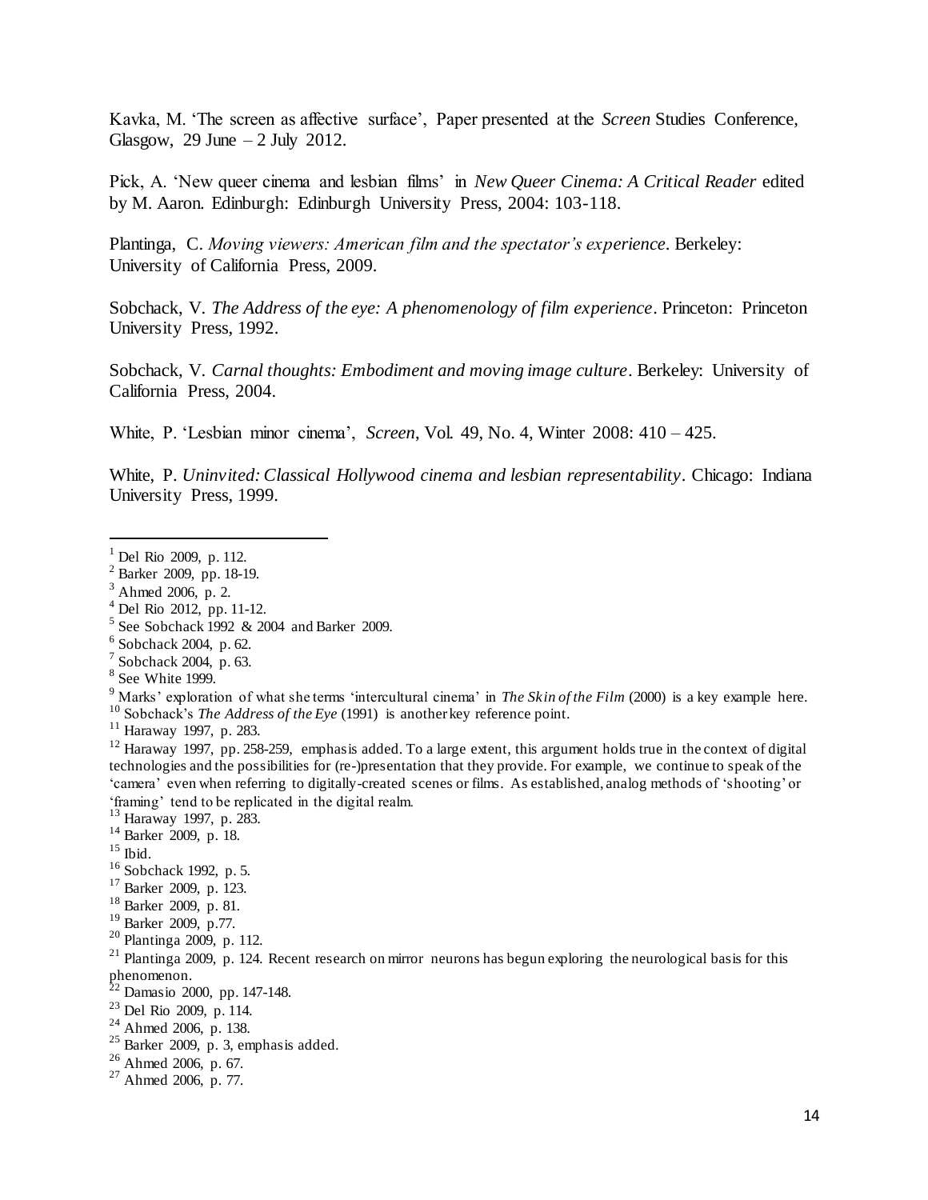Kavka, M. 'The screen as affective surface', Paper presented at the *Screen* Studies Conference, Glasgow, 29 June – 2 July 2012.

Pick, A. 'New queer cinema and lesbian films' in *New Queer Cinema: A Critical Reader* edited by M. Aaron. Edinburgh: Edinburgh University Press, 2004: 103-118.

Plantinga, C. *Moving viewers: American film and the spectator's experience*. Berkeley: University of California Press, 2009.

Sobchack, V. *The Address of the eye: A phenomenology of film experience*. Princeton: Princeton University Press, 1992.

Sobchack, V. *Carnal thoughts: Embodiment and moving image culture*. Berkeley: University of California Press, 2004.

White, P. 'Lesbian minor cinema', *Screen*, Vol. 49, No. 4, Winter 2008: 410 – 425.

White, P. *Uninvited: Classical Hollywood cinema and lesbian representability*. Chicago: Indiana University Press, 1999.

---

[1] Del Rio 2009, p. 112.
[2] Barker 2009, pp. 18-19.
[3] Ahmed 2006, p. 2.
[4] Del Rio 2012, pp. 11-12.
[5] See Sobchack 1992 & 2004 and Barker 2009.
[6] Sobchack 2004, p. 62.
[7] Sobchack 2004, p. 63.
[8] See White 1999.
[9] Marks' exploration of what she terms 'intercultural cinema' in *The Skin of the Film* (2000) is a key example here.
[10] Sobchack's *The Address of the Eye* (1991) is another key reference point.
[11] Haraway 1997, p. 283.
[12] Haraway 1997, pp. 258-259, emphasis added. To a large extent, this argument holds true in the context of digital technologies and the possibilities for (re-)presentation that they provide. For example, we continue to speak of the 'camera' even when referring to digitally-created scenes or films. As established, analog methods of 'shooting' or 'framing' tend to be replicated in the digital realm.
[13] Haraway 1997, p. 283.
[14] Barker 2009, p. 18.
[15] Ibid.
[16] Sobchack 1992, p. 5.
[17] Barker 2009, p. 123.
[18] Barker 2009, p. 81.
[19] Barker 2009, p.77.
[20] Plantinga 2009, p. 112.
[21] Plantinga 2009, p. 124. Recent research on mirror neurons has begun exploring the neurological basis for this phenomenon.
[22] Damasio 2000, pp. 147-148.
[23] Del Rio 2009, p. 114.
[24] Ahmed 2006, p. 138.
[25] Barker 2009, p. 3, emphasis added.
[26] Ahmed 2006, p. 67.
[27] Ahmed 2006, p. 77.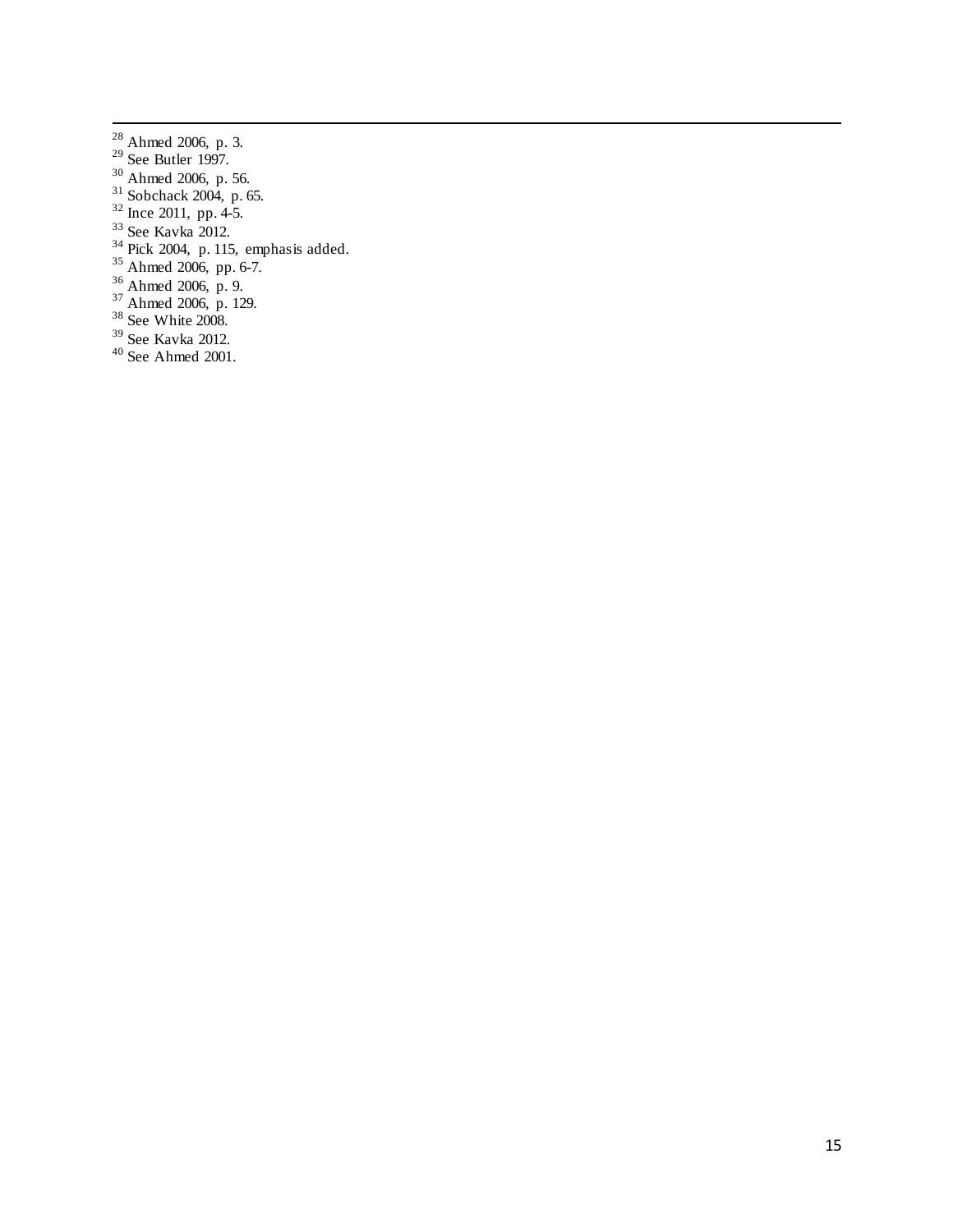[28] Ahmed 2006, p. 3.
[29] See Butler 1997.
[30] Ahmed 2006, p. 56.
[31] Sobchack 2004, p. 65.
[32] Ince 2011, pp. 4-5.
[33] See Kavka 2012.
[34] Pick 2004, p. 115, emphasis added.
[35] Ahmed 2006, pp. 6-7.
[36] Ahmed 2006, p. 9.
[37] Ahmed 2006, p. 129.
[38] See White 2008.
[39] See Kavka 2012.
[40] See Ahmed 2001.